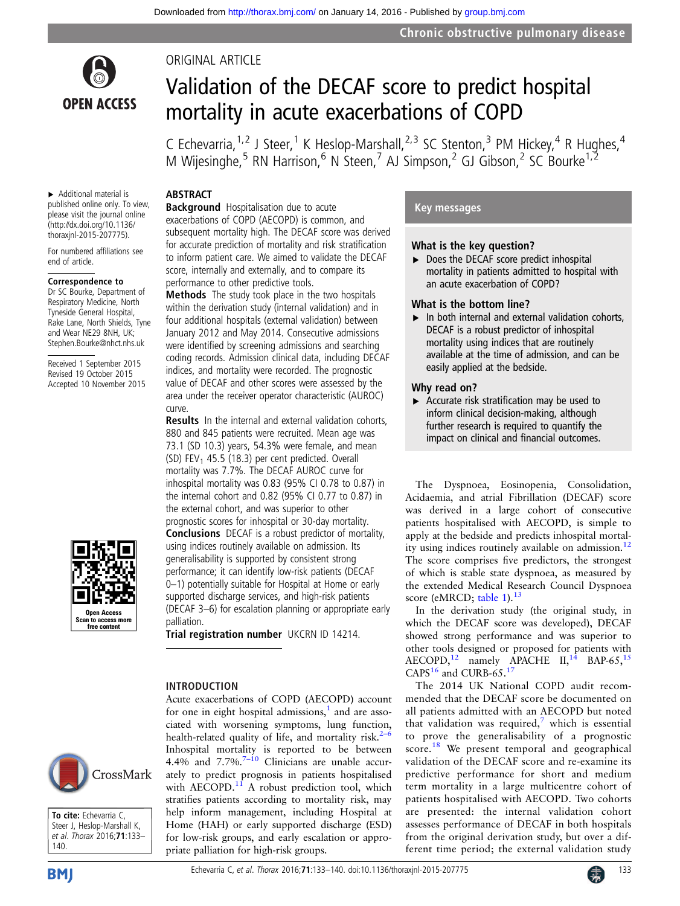ORIGINAL ARTICLE

# Validation of the DECAF score to predict hospital mortality in acute exacerbations of COPD

C Echevarria,[1,2] J Steer,[1] K Heslop-Marshall,[2,3] SC Stenton,[3] PM Hickey,[4] R Hughes,[4] M Wijesinghe,[5] RN Harrison,[6] N Steen,[7] AJ Simpson,[2] GJ Gibson,[2] SC Bourke[1,2]

▸ Additional material is published online only. To view, please visit the journal online (http://dx.doi.org/10.1136/thoraxjnl-2015-207775).

For numbered affiliations see end of article.

**Correspondence to**
Dr SC Bourke, Department of Respiratory Medicine, North Tyneside General Hospital, Rake Lane, North Shields, Tyne and Wear NE29 8NH, UK; Stephen.Bourke@nhct.nhs.uk

Received 1 September 2015
Revised 19 October 2015
Accepted 10 November 2015

## ABSTRACT

**Background** Hospitalisation due to acute exacerbations of COPD (AECOPD) is common, and subsequent mortality high. The DECAF score was derived for accurate prediction of mortality and risk stratification to inform patient care. We aimed to validate the DECAF score, internally and externally, and to compare its performance to other predictive tools.

**Methods** The study took place in the two hospitals within the derivation study (internal validation) and in four additional hospitals (external validation) between January 2012 and May 2014. Consecutive admissions were identified by screening admissions and searching coding records. Admission clinical data, including DECAF indices, and mortality were recorded. The prognostic value of DECAF and other scores were assessed by the area under the receiver operator characteristic (AUROC) curve.

**Results** In the internal and external validation cohorts, 880 and 845 patients were recruited. Mean age was 73.1 (SD 10.3) years, 54.3% were female, and mean (SD) $FEV_1$ 45.5 (18.3) per cent predicted. Overall mortality was 7.7%. The DECAF AUROC curve for inhospital mortality was 0.83 (95% CI 0.78 to 0.87) in the internal cohort and 0.82 (95% CI 0.77 to 0.87) in the external cohort, and was superior to other prognostic scores for inhospital or 30-day mortality.

**Conclusions** DECAF is a robust predictor of mortality, using indices routinely available on admission. Its generalisability is supported by consistent strong performance; it can identify low-risk patients (DECAF 0–1) potentially suitable for Hospital at Home or early supported discharge services, and high-risk patients (DECAF 3–6) for escalation planning or appropriate early palliation.

**Trial registration number** UKCRN ID 14214.

### Key messages

**What is the key question?**

▸ Does the DECAF score predict inhospital mortality in patients admitted to hospital with an acute exacerbation of COPD?

**What is the bottom line?**

▸ In both internal and external validation cohorts, DECAF is a robust predictor of inhospital mortality using indices that are routinely available at the time of admission, and can be easily applied at the bedside.

**Why read on?**

▸ Accurate risk stratification may be used to inform clinical decision-making, although further research is required to quantify the impact on clinical and financial outcomes.

## INTRODUCTION

Acute exacerbations of COPD (AECOPD) account for one in eight hospital admissions,[1] and are associated with worsening symptoms, lung function, health-related quality of life, and mortality risk.[2–6] Inhospital mortality is reported to be between 4.4% and 7.7%.[7–10] Clinicians are unable accurately to predict prognosis in patients hospitalised with AECOPD.[11] A robust prediction tool, which stratifies patients according to mortality risk, may help inform management, including Hospital at Home (HAH) or early supported discharge (ESD) for low-risk groups, and early escalation or appropriate palliation for high-risk groups.

The Dyspnoea, Eosinopenia, Consolidation, Acidaemia, and atrial Fibrillation (DECAF) score was derived in a large cohort of consecutive patients hospitalised with AECOPD, is simple to apply at the bedside and predicts inhospital mortality using indices routinely available on admission.[12] The score comprises five predictors, the strongest of which is stable state dyspnoea, as measured by the extended Medical Research Council Dyspnoea score (eMRCD; table 1).[13]

In the derivation study (the original study, in which the DECAF score was developed), DECAF showed strong performance and was superior to other tools designed or proposed for patients with AECOPD,[12] namely APACHE II,[14] BAP-65,[15] CAPS[16] and CURB-65.[17]

The 2014 UK National COPD audit recommended that the DECAF score be documented on all patients admitted with an AECOPD but noted that validation was required,[7] which is essential to prove the generalisability of a prognostic score.[18] We present temporal and geographical validation of the DECAF score and re-examine its predictive performance for short and medium term mortality in a large multicentre cohort of patients hospitalised with AECOPD. Two cohorts are presented: the internal validation cohort assesses performance of DECAF in both hospitals from the original derivation study, but over a different time period; the external validation study

**To cite:** Echevarria C, Steer J, Heslop-Marshall K, *et al. Thorax* 2016;**71**:133–140.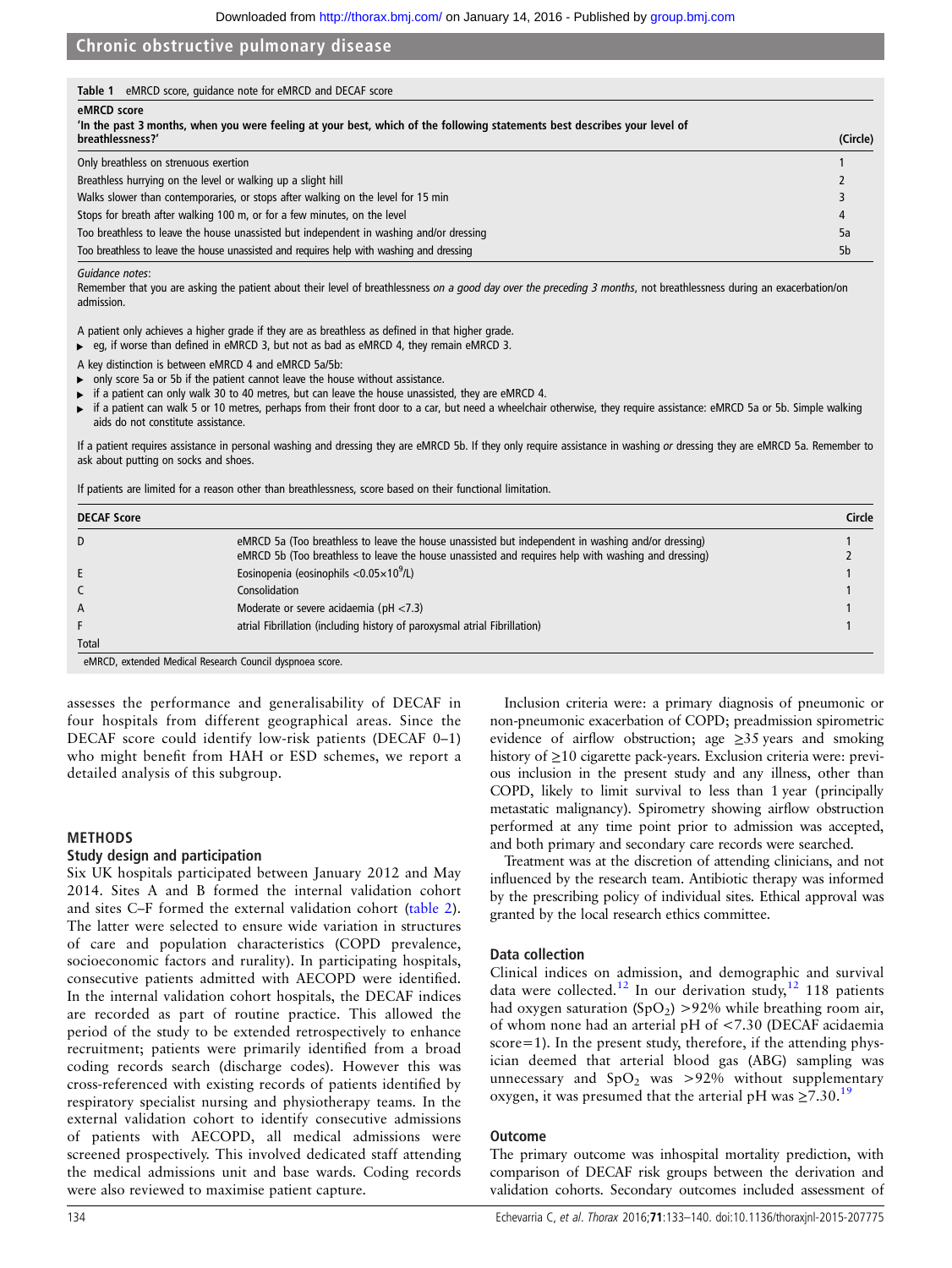**Table 1** eMRCD score, guidance note for eMRCD and DECAF score

**eMRCD score**

| 'In the past 3 months, when you were feeling at your best, which of the following statements best describes your level of breathlessness?' | (Circle) |
|---|---|
| Only breathless on strenuous exertion | 1 |
| Breathless hurrying on the level or walking up a slight hill | 2 |
| Walks slower than contemporaries, or stops after walking on the level for 15 min | 3 |
| Stops for breath after walking 100 m, or for a few minutes, on the level | 4 |
| Too breathless to leave the house unassisted but independent in washing and/or dressing | 5a |
| Too breathless to leave the house unassisted and requires help with washing and dressing | 5b |

*Guidance notes*:

Remember that you are asking the patient about their level of breathlessness *on a good day over the preceding 3 months*, not breathlessness during an exacerbation/on admission.

A patient only achieves a higher grade if they are as breathless as defined in that higher grade.

- eg, if worse than defined in eMRCD 3, but not as bad as eMRCD 4, they remain eMRCD 3.

A key distinction is between eMRCD 4 and eMRCD 5a/5b:

- only score 5a or 5b if the patient cannot leave the house without assistance.
- if a patient can only walk 30 to 40 metres, but can leave the house unassisted, they are eMRCD 4.
- if a patient can walk 5 or 10 metres, perhaps from their front door to a car, but need a wheelchair otherwise, they require assistance: eMRCD 5a or 5b. Simple walking aids do not constitute assistance.

If a patient requires assistance in personal washing and dressing they are eMRCD 5b. If they only require assistance in washing *or* dressing they are eMRCD 5a. Remember to ask about putting on socks and shoes.

If patients are limited for a reason other than breathlessness, score based on their functional limitation.

| DECAF Score | | Circle |
|---|---|---|
| D | eMRCD 5a (Too breathless to leave the house unassisted but independent in washing and/or dressing) | 1 |
| | eMRCD 5b (Too breathless to leave the house unassisted and requires help with washing and dressing) | 2 |
| E | Eosinopenia (eosinophils $<0.05\times10^9$/L) | 1 |
| C | Consolidation | 1 |
| A | Moderate or severe acidaemia (pH <7.3) | 1 |
| F | atrial Fibrillation (including history of paroxysmal atrial Fibrillation) | 1 |
| Total | | |

eMRCD, extended Medical Research Council dyspnoea score.

assesses the performance and generalisability of DECAF in four hospitals from different geographical areas. Since the DECAF score could identify low-risk patients (DECAF 0–1) who might benefit from HAH or ESD schemes, we report a detailed analysis of this subgroup.

## METHODS

### Study design and participation

Six UK hospitals participated between January 2012 and May 2014. Sites A and B formed the internal validation cohort and sites C–F formed the external validation cohort (table 2). The latter were selected to ensure wide variation in structures of care and population characteristics (COPD prevalence, socioeconomic factors and rurality). In participating hospitals, consecutive patients admitted with AECOPD were identified. In the internal validation cohort hospitals, the DECAF indices are recorded as part of routine practice. This allowed the period of the study to be extended retrospectively to enhance recruitment; patients were primarily identified from a broad coding records search (discharge codes). However this was cross-referenced with existing records of patients identified by respiratory specialist nursing and physiotherapy teams. In the external validation cohort to identify consecutive admissions of patients with AECOPD, all medical admissions were screened prospectively. This involved dedicated staff attending the medical admissions unit and base wards. Coding records were also reviewed to maximise patient capture.

Inclusion criteria were: a primary diagnosis of pneumonic or non-pneumonic exacerbation of COPD; preadmission spirometric evidence of airflow obstruction; age ≥35 years and smoking history of ≥10 cigarette pack-years. Exclusion criteria were: previous inclusion in the present study and any illness, other than COPD, likely to limit survival to less than 1 year (principally metastatic malignancy). Spirometry showing airflow obstruction performed at any time point prior to admission was accepted, and both primary and secondary care records were searched.

Treatment was at the discretion of attending clinicians, and not influenced by the research team. Antibiotic therapy was informed by the prescribing policy of individual sites. Ethical approval was granted by the local research ethics committee.

### Data collection

Clinical indices on admission, and demographic and survival data were collected.[12] In our derivation study,[12] 118 patients had oxygen saturation ($SpO_2$) >92% while breathing room air, of whom none had an arterial pH of <7.30 (DECAF acidaemia score=1). In the present study, therefore, if the attending physician deemed that arterial blood gas (ABG) sampling was unnecessary and $SpO_2$ was >92% without supplementary oxygen, it was presumed that the arterial pH was ≥7.30.[19]

### Outcome

The primary outcome was inhospital mortality prediction, with comparison of DECAF risk groups between the derivation and validation cohorts. Secondary outcomes included assessment of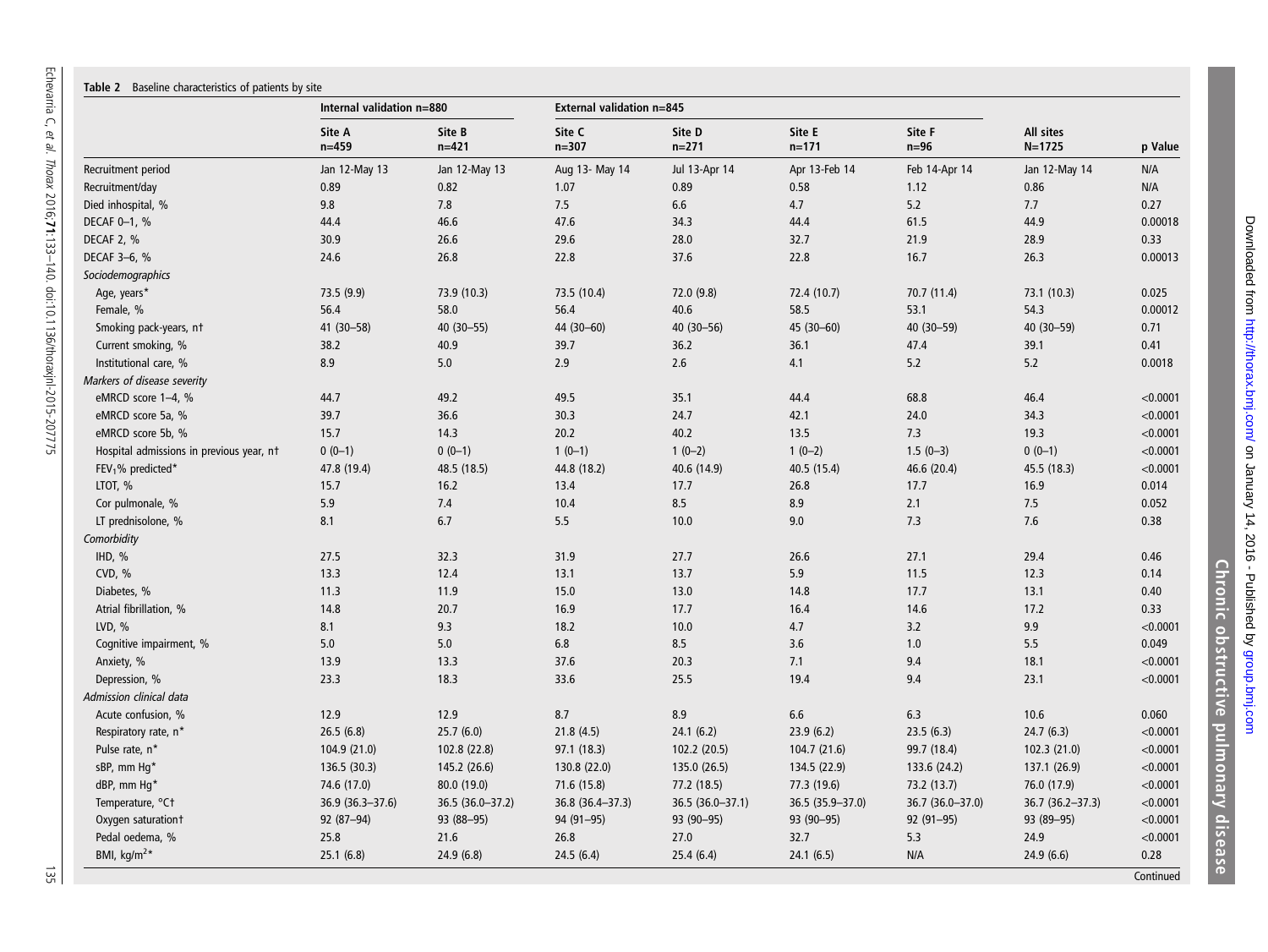**Table 2** Baseline characteristics of patients by site

| | Internal validation n=880 | | External validation n=845 | | | | | |
|---|---|---|---|---|---|---|---|---|
| | Site A n=459 | Site B n=421 | Site C n=307 | Site D n=271 | Site E n=171 | Site F n=96 | All sites N=1725 | p Value |
| Recruitment period | Jan 12-May 13 | Jan 12-May 13 | Aug 13- May 14 | Jul 13-Apr 14 | Apr 13-Feb 14 | Feb 14-Apr 14 | Jan 12-May 14 | N/A |
| Recruitment/day | 0.89 | 0.82 | 1.07 | 0.89 | 0.58 | 1.12 | 0.86 | N/A |
| Died inhospital, % | 9.8 | 7.8 | 7.5 | 6.6 | 4.7 | 5.2 | 7.7 | 0.27 |
| DECAF 0–1, % | 44.4 | 46.6 | 47.6 | 34.3 | 44.4 | 61.5 | 44.9 | 0.00018 |
| DECAF 2, % | 30.9 | 26.6 | 29.6 | 28.0 | 32.7 | 21.9 | 28.9 | 0.33 |
| DECAF 3–6, % | 24.6 | 26.8 | 22.8 | 37.6 | 22.8 | 16.7 | 26.3 | 0.00013 |
| *Sociodemographics* | | | | | | | | |
| Age, years* | 73.5 (9.9) | 73.9 (10.3) | 73.5 (10.4) | 72.0 (9.8) | 72.4 (10.7) | 70.7 (11.4) | 73.1 (10.3) | 0.025 |
| Female, % | 56.4 | 58.0 | 56.4 | 40.6 | 58.5 | 53.1 | 54.3 | 0.00012 |
| Smoking pack-years, n† | 41 (30–58) | 40 (30–55) | 44 (30–60) | 40 (30–56) | 45 (30–60) | 40 (30–59) | 40 (30–59) | 0.71 |
| Current smoking, % | 38.2 | 40.9 | 39.7 | 36.2 | 36.1 | 47.4 | 39.1 | 0.41 |
| Institutional care, % | 8.9 | 5.0 | 2.9 | 2.6 | 4.1 | 5.2 | 5.2 | 0.0018 |
| *Markers of disease severity* | | | | | | | | |
| eMRCD score 1–4, % | 44.7 | 49.2 | 49.5 | 35.1 | 44.4 | 68.8 | 46.4 | <0.0001 |
| eMRCD score 5a, % | 39.7 | 36.6 | 30.3 | 24.7 | 42.1 | 24.0 | 34.3 | <0.0001 |
| eMRCD score 5b, % | 15.7 | 14.3 | 20.2 | 40.2 | 13.5 | 7.3 | 19.3 | <0.0001 |
| Hospital admissions in previous year, n† | 0 (0–1) | 0 (0–1) | 1 (0–1) | 1 (0–2) | 1 (0–2) | 1.5 (0–3) | 0 (0–1) | <0.0001 |
| $FEV_1$% predicted* | 47.8 (19.4) | 48.5 (18.5) | 44.8 (18.2) | 40.6 (14.9) | 40.5 (15.4) | 46.6 (20.4) | 45.5 (18.3) | <0.0001 |
| LTOT, % | 15.7 | 16.2 | 13.4 | 17.7 | 26.8 | 17.7 | 16.9 | 0.014 |
| Cor pulmonale, % | 5.9 | 7.4 | 10.4 | 8.5 | 8.9 | 2.1 | 7.5 | 0.052 |
| LT prednisolone, % | 8.1 | 6.7 | 5.5 | 10.0 | 9.0 | 7.3 | 7.6 | 0.38 |
| *Comorbidity* | | | | | | | | |
| IHD, % | 27.5 | 32.3 | 31.9 | 27.7 | 26.6 | 27.1 | 29.4 | 0.46 |
| CVD, % | 13.3 | 12.4 | 13.1 | 13.7 | 5.9 | 11.5 | 12.3 | 0.14 |
| Diabetes, % | 11.3 | 11.9 | 15.0 | 13.0 | 14.8 | 17.7 | 13.1 | 0.40 |
| Atrial fibrillation, % | 14.8 | 20.7 | 16.9 | 17.7 | 16.4 | 14.6 | 17.2 | 0.33 |
| LVD, % | 8.1 | 9.3 | 18.2 | 10.0 | 4.7 | 3.2 | 9.9 | <0.0001 |
| Cognitive impairment, % | 5.0 | 5.0 | 6.8 | 8.5 | 3.6 | 1.0 | 5.5 | 0.049 |
| Anxiety, % | 13.9 | 13.3 | 37.6 | 20.3 | 7.1 | 9.4 | 18.1 | <0.0001 |
| Depression, % | 23.3 | 18.3 | 33.6 | 25.5 | 19.4 | 9.4 | 23.1 | <0.0001 |
| *Admission clinical data* | | | | | | | | |
| Acute confusion, % | 12.9 | 12.9 | 8.7 | 8.9 | 6.6 | 6.3 | 10.6 | 0.060 |
| Respiratory rate, n* | 26.5 (6.8) | 25.7 (6.0) | 21.8 (4.5) | 24.1 (6.2) | 23.9 (6.2) | 23.5 (6.3) | 24.7 (6.3) | <0.0001 |
| Pulse rate, n* | 104.9 (21.0) | 102.8 (22.8) | 97.1 (18.3) | 102.2 (20.5) | 104.7 (21.6) | 99.7 (18.4) | 102.3 (21.0) | <0.0001 |
| sBP, mm Hg* | 136.5 (30.3) | 145.2 (26.6) | 130.8 (22.0) | 135.0 (26.5) | 134.5 (22.9) | 133.6 (24.2) | 137.1 (26.9) | <0.0001 |
| dBP, mm Hg* | 74.6 (17.0) | 80.0 (19.0) | 71.6 (15.8) | 77.2 (18.5) | 77.3 (19.6) | 73.2 (13.7) | 76.0 (17.9) | <0.0001 |
| Temperature, °C† | 36.9 (36.3–37.6) | 36.5 (36.0–37.2) | 36.8 (36.4–37.3) | 36.5 (36.0–37.1) | 36.5 (35.9–37.0) | 36.7 (36.0–37.0) | 36.7 (36.2–37.3) | <0.0001 |
| Oxygen saturation† | 92 (87–94) | 93 (88–95) | 94 (91–95) | 93 (90–95) | 93 (90–95) | 92 (91–95) | 93 (89–95) | <0.0001 |
| Pedal oedema, % | 25.8 | 21.6 | 26.8 | 27.0 | 32.7 | 5.3 | 24.9 | <0.0001 |
| BMI, $kg/m^2$* | 25.1 (6.8) | 24.9 (6.8) | 24.5 (6.4) | 25.4 (6.4) | 24.1 (6.5) | N/A | 24.9 (6.6) | 0.28 |

Continued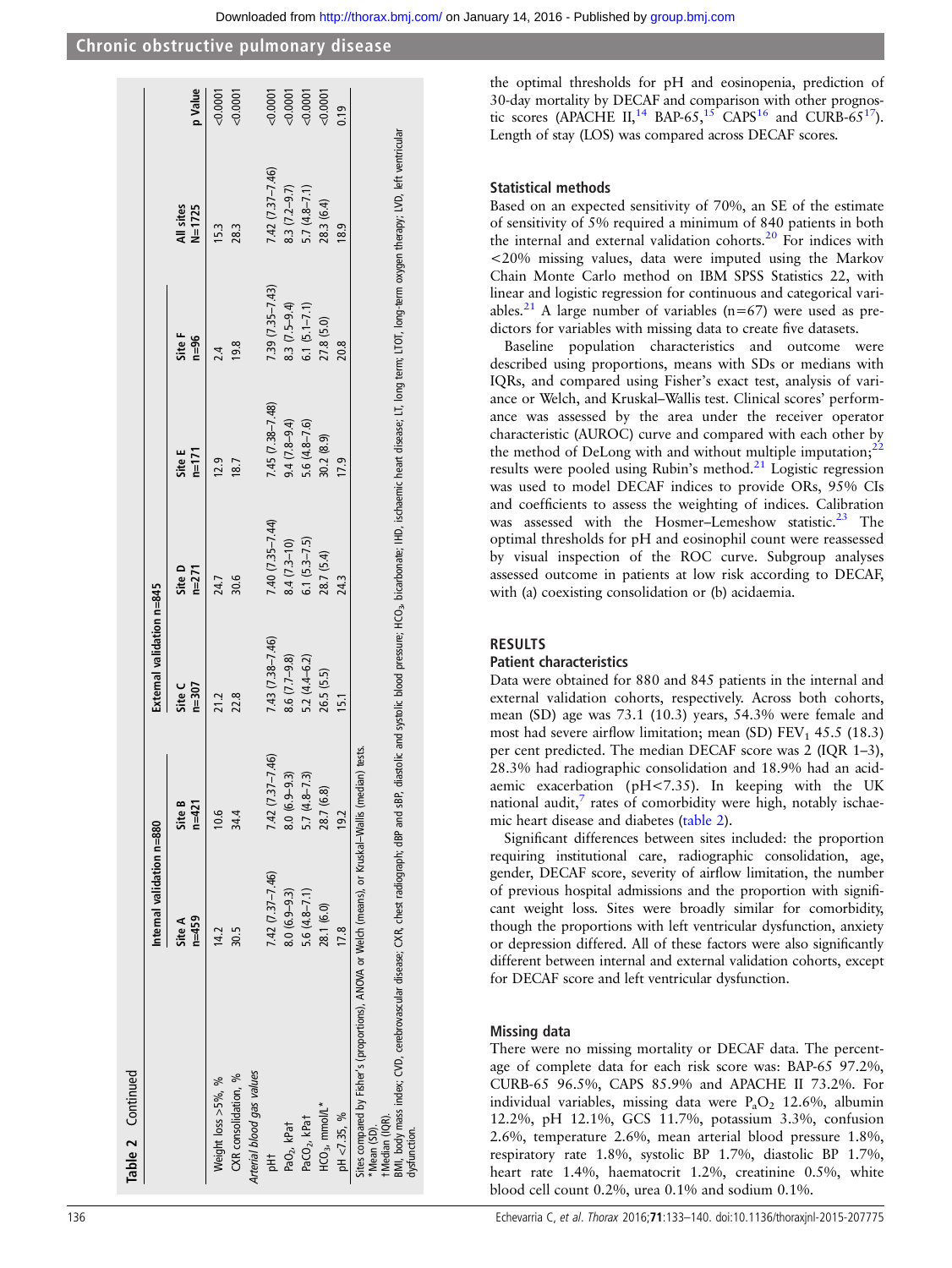**Table 2 Continued**

| | Internal validation n=880 | | External validation n=845 | | | | |
|---|---|---|---|---|---|---|---|
| | Site A n=459 | Site B n=421 | Site C n=307 | Site D n=271 | Site E n=171 | Site F n=96 | All sites N=1725 | p Value |
| Weight loss >5%, % | 14.2 | 10.6 | 21.2 | 24.7 | 12.9 | 2.4 | 15.3 | <0.0001 |
| CXR consolidation, % | 30.5 | 34.4 | 22.8 | 30.6 | 18.7 | 19.8 | 28.3 | <0.0001 |
| *Arterial blood gas values* | | | | | | | | |
| pH† | 7.42 (7.37–7.46) | 7.42 (7.37–7.46) | 7.43 (7.38–7.46) | 7.40 (7.35–7.44) | 7.45 (7.38–7.48) | 7.39 (7.35–7.43) | 7.42 (7.37–7.46) | <0.0001 |
| $P_aO_2$, kPa† | 8.0 (6.9–9.3) | 8.0 (6.9–9.3) | 8.6 (7.7–9.8) | 8.4 (7.3–10) | 9.4 (7.8–9.4) | 8.3 (7.5–9.4) | 8.3 (7.2–9.7) | <0.0001 |
| $P_aCO_2$, kPa† | 5.6 (4.8–7.1) | 5.7 (4.8–7.3) | 5.2 (4.4–6.2) | 6.1 (5.3–7.5) | 5.6 (4.8–7.6) | 6.1 (5.1–7.1) | 5.7 (4.8–7.1) | <0.0001 |
| $HCO_3$, mmol/L* | 28.1 (6.0) | 28.7 (6.8) | 26.5 (5.5) | 28.7 (5.4) | 30.2 (8.9) | 27.8 (5.0) | 28.3 (6.4) | <0.0001 |
| pH <7.35, % | 17.8 | 19.2 | 15.1 | 24.3 | 17.9 | 20.8 | 18.9 | 0.19 |

Sites compared by Fisher's (proportions), ANOVA or Welch (means), or Kruskal–Wallis (median) tests.
*Mean (SD).
†Median (IQR).
BMI, body mass index; CVD, cerebrovascular disease; CXR, chest radiograph; dBP and sBP, diastolic and systolic blood pressure; $HCO_3$, bicarbonate; IHD, ischaemic heart disease; LT, long term; LTOT, long-term oxygen therapy; LVD, left ventricular dysfunction.

the optimal thresholds for pH and eosinopenia, prediction of 30-day mortality by DECAF and comparison with other prognostic scores (APACHE II,[14] BAP-65,[15] CAPS[16] and CURB-65[17]). Length of stay (LOS) was compared across DECAF scores.

### Statistical methods

Based on an expected sensitivity of 70%, an SE of the estimate of sensitivity of 5% required a minimum of 840 patients in both the internal and external validation cohorts.[20] For indices with <20% missing values, data were imputed using the Markov Chain Monte Carlo method on IBM SPSS Statistics 22, with linear and logistic regression for continuous and categorical variables.[21] A large number of variables (n=67) were used as predictors for variables with missing data to create five datasets.

Baseline population characteristics and outcome were described using proportions, means with SDs or medians with IQRs, and compared using Fisher's exact test, analysis of variance or Welch, and Kruskal–Wallis test. Clinical scores' performance was assessed by the area under the receiver operator characteristic (AUROC) curve and compared with each other by the method of DeLong with and without multiple imputation;[22] results were pooled using Rubin's method.[21] Logistic regression was used to model DECAF indices to provide ORs, 95% CIs and coefficients to assess the weighting of indices. Calibration was assessed with the Hosmer–Lemeshow statistic.[23] The optimal thresholds for pH and eosinophil count were reassessed by visual inspection of the ROC curve. Subgroup analyses assessed outcome in patients at low risk according to DECAF, with (a) coexisting consolidation or (b) acidaemia.

## RESULTS

### Patient characteristics

Data were obtained for 880 and 845 patients in the internal and external validation cohorts, respectively. Across both cohorts, mean (SD) age was 73.1 (10.3) years, 54.3% were female and most had severe airflow limitation; mean (SD) $FEV_1$ 45.5 (18.3) per cent predicted. The median DECAF score was 2 (IQR 1–3), 28.3% had radiographic consolidation and 18.9% had an acidaemic exacerbation (pH<7.35). In keeping with the UK national audit,[7] rates of comorbidity were high, notably ischaemic heart disease and diabetes (table 2).

Significant differences between sites included: the proportion requiring institutional care, radiographic consolidation, age, gender, DECAF score, severity of airflow limitation, the number of previous hospital admissions and the proportion with significant weight loss. Sites were broadly similar for comorbidity, though the proportions with left ventricular dysfunction, anxiety or depression differed. All of these factors were also significantly different between internal and external validation cohorts, except for DECAF score and left ventricular dysfunction.

### Missing data

There were no missing mortality or DECAF data. The percentage of complete data for each risk score was: BAP-65 97.2%, CURB-65 96.5%, CAPS 85.9% and APACHE II 73.2%. For individual variables, missing data were $P_aO_2$ 12.6%, albumin 12.2%, pH 12.1%, GCS 11.7%, potassium 3.3%, confusion 2.6%, temperature 2.6%, mean arterial blood pressure 1.8%, respiratory rate 1.8%, systolic BP 1.7%, diastolic BP 1.7%, heart rate 1.4%, haematocrit 1.2%, creatinine 0.5%, white blood cell count 0.2%, urea 0.1% and sodium 0.1%.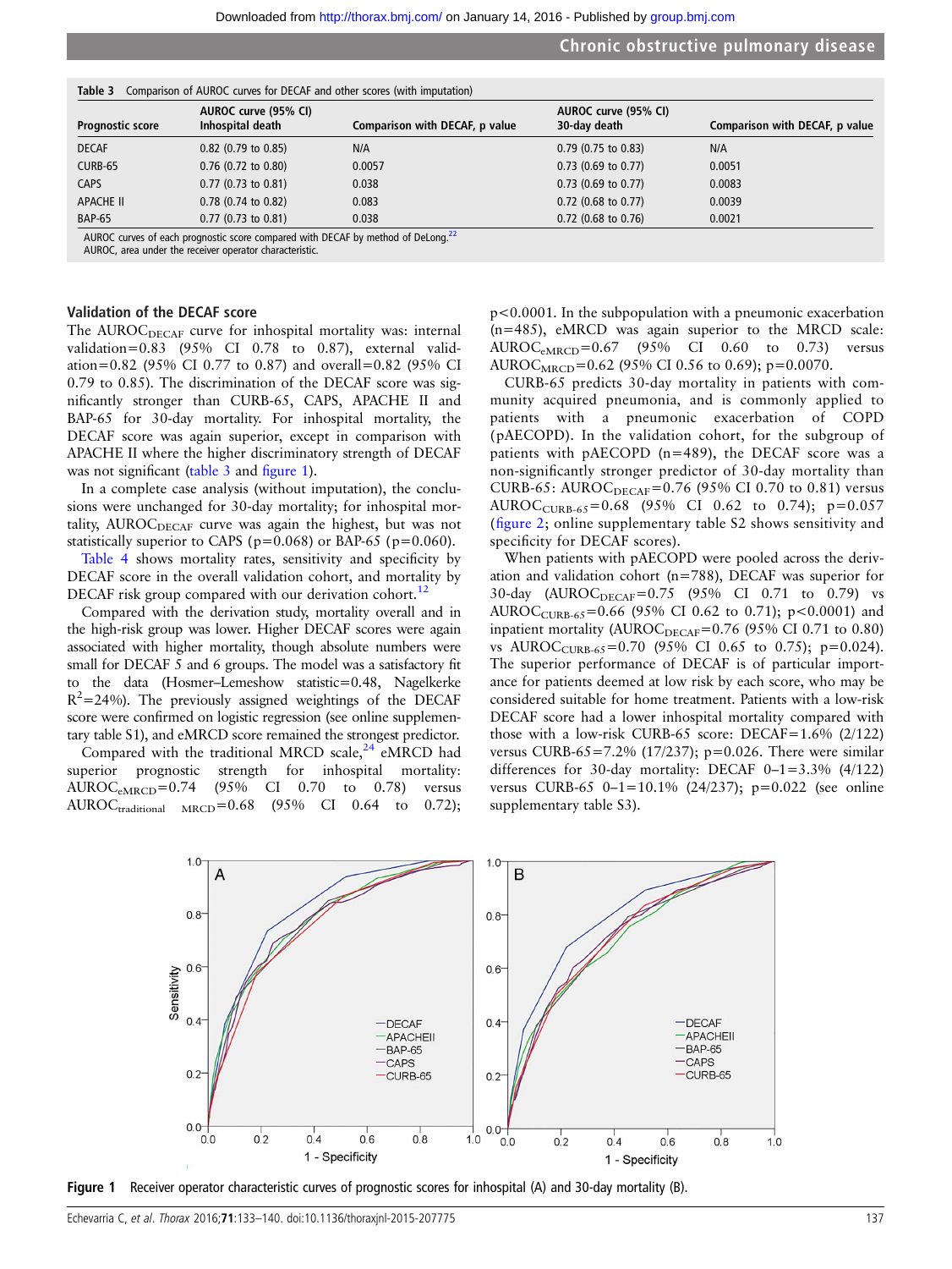**Table 3** Comparison of AUROC curves for DECAF and other scores (with imputation)

| Prognostic score | AUROC curve (95% CI) Inhospital death | Comparison with DECAF, p value | AUROC curve (95% CI) 30-day death | Comparison with DECAF, p value |
|---|---|---|---|---|
| DECAF | 0.82 (0.79 to 0.85) | N/A | 0.79 (0.75 to 0.83) | N/A |
| CURB-65 | 0.76 (0.72 to 0.80) | 0.0057 | 0.73 (0.69 to 0.77) | 0.0051 |
| CAPS | 0.77 (0.73 to 0.81) | 0.038 | 0.73 (0.69 to 0.77) | 0.0083 |
| APACHE II | 0.78 (0.74 to 0.82) | 0.083 | 0.72 (0.68 to 0.77) | 0.0039 |
| BAP-65 | 0.77 (0.73 to 0.81) | 0.038 | 0.72 (0.68 to 0.76) | 0.0021 |

AUROC curves of each prognostic score compared with DECAF by method of DeLong.[22]
AUROC, area under the receiver operator characteristic.

### Validation of the DECAF score

The $AUROC_{DECAF}$ curve for inhospital mortality was: internal validation=0.83 (95% CI 0.78 to 0.87), external validation=0.82 (95% CI 0.77 to 0.87) and overall=0.82 (95% CI 0.79 to 0.85). The discrimination of the DECAF score was significantly stronger than CURB-65, CAPS, APACHE II and BAP-65 for 30-day mortality. For inhospital mortality, the DECAF score was again superior, except in comparison with APACHE II where the higher discriminatory strength of DECAF was not significant (table 3 and figure 1).

In a complete case analysis (without imputation), the conclusions were unchanged for 30-day mortality; for inhospital mortality, $AUROC_{DECAF}$ curve was again the highest, but was not statistically superior to CAPS (p=0.068) or BAP-65 (p=0.060).

Table 4 shows mortality rates, sensitivity and specificity by DECAF score in the overall validation cohort, and mortality by DECAF risk group compared with our derivation cohort.[12]

Compared with the derivation study, mortality overall and in the high-risk group was lower. Higher DECAF scores were again associated with higher mortality, though absolute numbers were small for DECAF 5 and 6 groups. The model was a satisfactory fit to the data (Hosmer–Lemeshow statistic=0.48, Nagelkerke $R^2$=24%). The previously assigned weightings of the DECAF score were confirmed on logistic regression (see online supplementary table S1), and eMRCD score remained the strongest predictor.

Compared with the traditional MRCD scale,[24] eMRCD had superior prognostic strength for inhospital mortality: $AUROC_{eMRCD}$=0.74 (95% CI 0.70 to 0.78) versus $AUROC_{traditional\ MRCD}$=0.68 (95% CI 0.64 to 0.72); $p<0.0001$. In the subpopulation with a pneumonic exacerbation (n=485), eMRCD was again superior to the MRCD scale: $AUROC_{eMRCD}$=0.67 (95% CI 0.60 to 0.73) versus $AUROC_{MRCD}$=0.62 (95% CI 0.56 to 0.69); p=0.0070.

CURB-65 predicts 30-day mortality in patients with community acquired pneumonia, and is commonly applied to patients with a pneumonic exacerbation of COPD (pAECOPD). In the validation cohort, for the subgroup of patients with pAECOPD (n=489), the DECAF score was a non-significantly stronger predictor of 30-day mortality than CURB-65: $AUROC_{DECAF}$=0.76 (95% CI 0.70 to 0.81) versus $AUROC_{CURB\text{-}65}$=0.68 (95% CI 0.62 to 0.74); p=0.057 (figure 2; online supplementary table S2 shows sensitivity and specificity for DECAF scores).

When patients with pAECOPD were pooled across the derivation and validation cohort (n=788), DECAF was superior for 30-day ($AUROC_{DECAF}$=0.75 (95% CI 0.71 to 0.79) vs $AUROC_{CURB\text{-}65}$=0.66 (95% CI 0.62 to 0.71); $p<0.0001$) and inpatient mortality ($AUROC_{DECAF}$=0.76 (95% CI 0.71 to 0.80) vs $AUROC_{CURB\text{-}65}$=0.70 (95% CI 0.65 to 0.75); p=0.024). The superior performance of DECAF is of particular importance for patients deemed at low risk by each score, who may be considered suitable for home treatment. Patients with a low-risk DECAF score had a lower inhospital mortality compared with those with a low-risk CURB-65 score: DECAF=1.6% (2/122) versus CURB-65=7.2% (17/237); p=0.026. There were similar differences for 30-day mortality: DECAF 0–1=3.3% (4/122) versus CURB-65 0–1=10.1% (24/237); p=0.022 (see online supplementary table S3).

**Figure 1** Receiver operator characteristic curves of prognostic scores for inhospital (A) and 30-day mortality (B).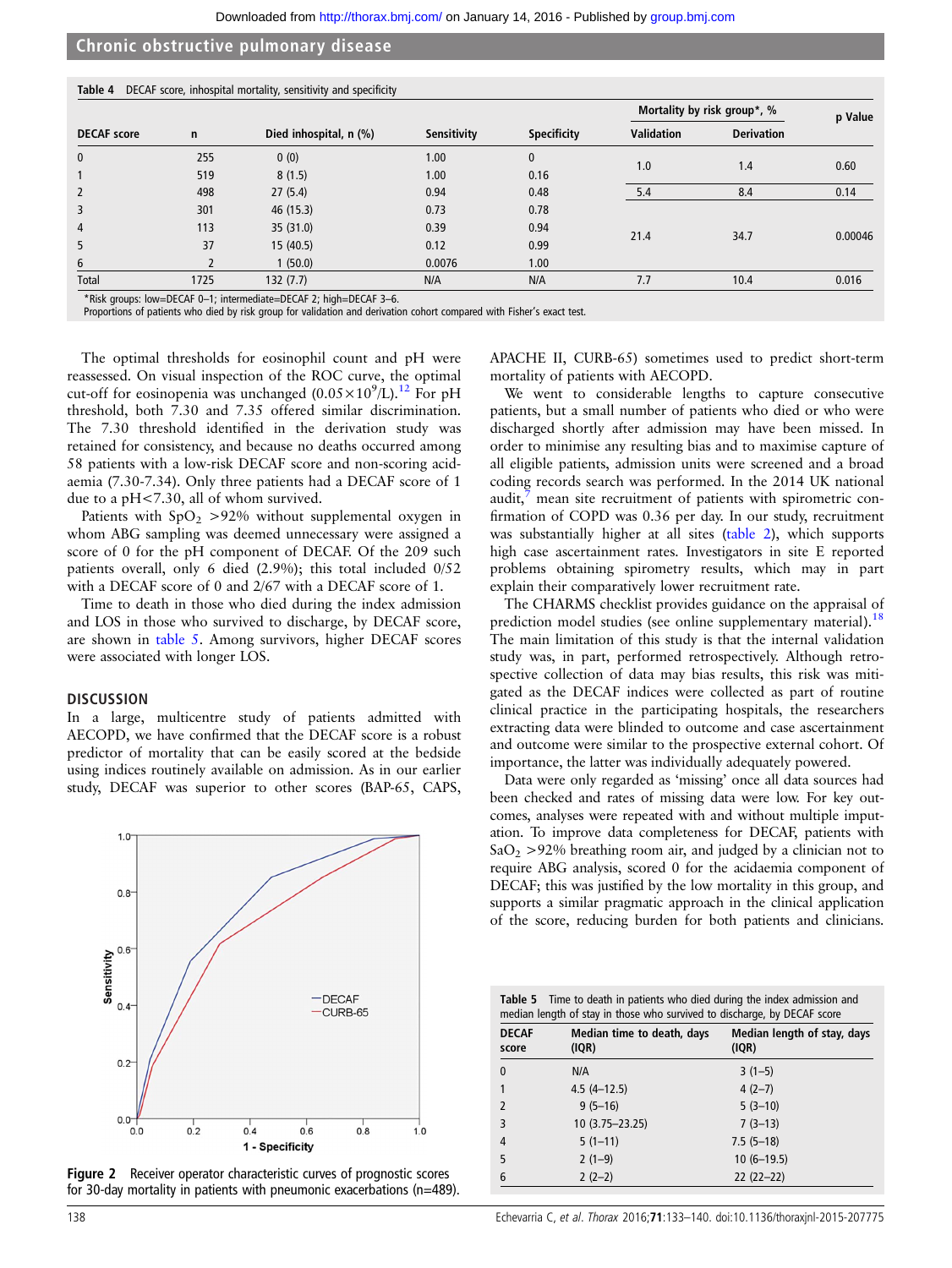**Table 4** DECAF score, inhospital mortality, sensitivity and specificity

| DECAF score | n | Died inhospital, n (%) | Sensitivity | Specificity | Mortality by risk group*, % | | p Value |
|---|---|---|---|---|---|---|---|
| | | | | | Validation | Derivation | |
| 0 | 255 | 0 (0) | 1.00 | 0 | 1.0 | 1.4 | 0.60 |
| 1 | 519 | 8 (1.5) | 1.00 | 0.16 | | | |
| 2 | 498 | 27 (5.4) | 0.94 | 0.48 | 5.4 | 8.4 | 0.14 |
| 3 | 301 | 46 (15.3) | 0.73 | 0.78 | 21.4 | 34.7 | 0.00046 |
| 4 | 113 | 35 (31.0) | 0.39 | 0.94 | | | |
| 5 | 37 | 15 (40.5) | 0.12 | 0.99 | | | |
| 6 | 2 | 1 (50.0) | 0.0076 | 1.00 | | | |
| Total | 1725 | 132 (7.7) | N/A | N/A | 7.7 | 10.4 | 0.016 |

*Risk groups: low=DECAF 0–1; intermediate=DECAF 2; high=DECAF 3–6.
Proportions of patients who died by risk group for validation and derivation cohort compared with Fisher's exact test.

The optimal thresholds for eosinophil count and pH were reassessed. On visual inspection of the ROC curve, the optimal cut-off for eosinopenia was unchanged ($0.05\times10^9$/L).[12] For pH threshold, both 7.30 and 7.35 offered similar discrimination. The 7.30 threshold identified in the derivation study was retained for consistency, and because no deaths occurred among 58 patients with a low-risk DECAF score and non-scoring acidaemia (7.30-7.34). Only three patients had a DECAF score of 1 due to a pH<7.30, all of whom survived.

Patients with $SpO_2$ >92% without supplemental oxygen in whom ABG sampling was deemed unnecessary were assigned a score of 0 for the pH component of DECAF. Of the 209 such patients overall, only 6 died (2.9%); this total included 0/52 with a DECAF score of 0 and 2/67 with a DECAF score of 1.

Time to death in those who died during the index admission and LOS in those who survived to discharge, by DECAF score, are shown in table 5. Among survivors, higher DECAF scores were associated with longer LOS.

## DISCUSSION

In a large, multicentre study of patients admitted with AECOPD, we have confirmed that the DECAF score is a robust predictor of mortality that can be easily scored at the bedside using indices routinely available on admission. As in our earlier study, DECAF was superior to other scores (BAP-65, CAPS, APACHE II, CURB-65) sometimes used to predict short-term mortality of patients with AECOPD.

We went to considerable lengths to capture consecutive patients, but a small number of patients who died or who were discharged shortly after admission may have been missed. In order to minimise any resulting bias and to maximise capture of all eligible patients, admission units were screened and a broad coding records search was performed. In the 2014 UK national audit,[7] mean site recruitment of patients with spirometric confirmation of COPD was 0.36 per day. In our study, recruitment was substantially higher at all sites (table 2), which supports high case ascertainment rates. Investigators in site E reported problems obtaining spirometry results, which may in part explain their comparatively lower recruitment rate.

The CHARMS checklist provides guidance on the appraisal of prediction model studies (see online supplementary material).[18] The main limitation of this study is that the internal validation study was, in part, performed retrospectively. Although retrospective collection of data may bias results, this risk was mitigated as the DECAF indices were collected as part of routine clinical practice in the participating hospitals, the researchers extracting data were blinded to outcome and case ascertainment and outcome were similar to the prospective external cohort. Of importance, the latter was individually adequately powered.

Data were only regarded as 'missing' once all data sources had been checked and rates of missing data were low. For key outcomes, analyses were repeated with and without multiple imputation. To improve data completeness for DECAF, patients with $SaO_2$ >92% breathing room air, and judged by a clinician not to require ABG analysis, scored 0 for the acidaemia component of DECAF; this was justified by the low mortality in this group, and supports a similar pragmatic approach in the clinical application of the score, reducing burden for both patients and clinicians.

**Figure 2** Receiver operator characteristic curves of prognostic scores for 30-day mortality in patients with pneumonic exacerbations (n=489).

**Table 5** Time to death in patients who died during the index admission and median length of stay in those who survived to discharge, by DECAF score

| DECAF score | Median time to death, days (IQR) | Median length of stay, days (IQR) |
|---|---|---|
| 0 | N/A | 3 (1–5) |
| 1 | 4.5 (4–12.5) | 4 (2–7) |
| 2 | 9 (5–16) | 5 (3–10) |
| 3 | 10 (3.75–23.25) | 7 (3–13) |
| 4 | 5 (1–11) | 7.5 (5–18) |
| 5 | 2 (1–9) | 10 (6–19.5) |
| 6 | 2 (2–2) | 22 (22–22) |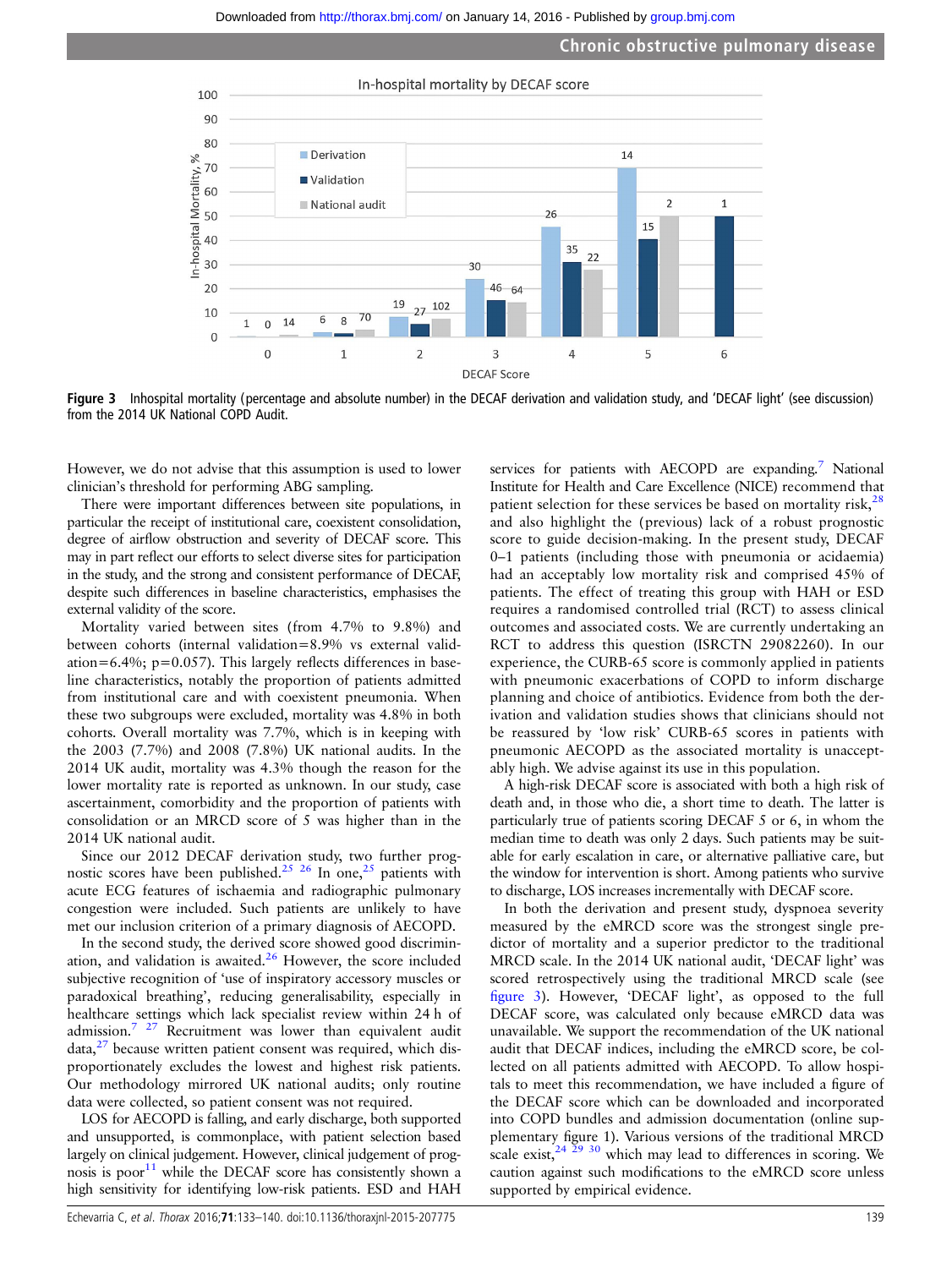Figure 3 Inhospital mortality (percentage and absolute number) in the DECAF derivation and validation study, and 'DECAF light' (see discussion) from the 2014 UK National COPD Audit.

However, we do not advise that this assumption is used to lower clinician's threshold for performing ABG sampling.

There were important differences between site populations, in particular the receipt of institutional care, coexistent consolidation, degree of airflow obstruction and severity of DECAF score. This may in part reflect our efforts to select diverse sites for participation in the study, and the strong and consistent performance of DECAF, despite such differences in baseline characteristics, emphasises the external validity of the score.

Mortality varied between sites (from 4.7% to 9.8%) and between cohorts (internal validation=8.9% vs external validation=6.4%; p=0.057). This largely reflects differences in baseline characteristics, notably the proportion of patients admitted from institutional care and with coexistent pneumonia. When these two subgroups were excluded, mortality was 4.8% in both cohorts. Overall mortality was 7.7%, which is in keeping with the 2003 (7.7%) and 2008 (7.8%) UK national audits. In the 2014 UK audit, mortality was 4.3% though the reason for the lower mortality rate is reported as unknown. In our study, case ascertainment, comorbidity and the proportion of patients with consolidation or an MRCD score of 5 was higher than in the 2014 UK national audit.

Since our 2012 DECAF derivation study, two further prognostic scores have been published.[25 26] In one,[25] patients with acute ECG features of ischaemia and radiographic pulmonary congestion were included. Such patients are unlikely to have met our inclusion criterion of a primary diagnosis of AECOPD.

In the second study, the derived score showed good discrimination, and validation is awaited.[26] However, the score included subjective recognition of 'use of inspiratory accessory muscles or paradoxical breathing', reducing generalisability, especially in healthcare settings which lack specialist review within 24 h of admission.[7 27] Recruitment was lower than equivalent audit data,[27] because written patient consent was required, which disproportionately excludes the lowest and highest risk patients. Our methodology mirrored UK national audits; only routine data were collected, so patient consent was not required.

LOS for AECOPD is falling, and early discharge, both supported and unsupported, is commonplace, with patient selection based largely on clinical judgement. However, clinical judgement of prognosis is poor[11] while the DECAF score has consistently shown a high sensitivity for identifying low-risk patients. ESD and HAH services for patients with AECOPD are expanding.[7] National Institute for Health and Care Excellence (NICE) recommend that patient selection for these services be based on mortality risk,[28] and also highlight the (previous) lack of a robust prognostic score to guide decision-making. In the present study, DECAF 0–1 patients (including those with pneumonia or acidaemia) had an acceptably low mortality risk and comprised 45% of patients. The effect of treating this group with HAH or ESD requires a randomised controlled trial (RCT) to assess clinical outcomes and associated costs. We are currently undertaking an RCT to address this question (ISRCTN 29082260). In our experience, the CURB-65 score is commonly applied in patients with pneumonic exacerbations of COPD to inform discharge planning and choice of antibiotics. Evidence from both the derivation and validation studies shows that clinicians should not be reassured by 'low risk' CURB-65 scores in patients with pneumonic AECOPD as the associated mortality is unacceptably high. We advise against its use in this population.

A high-risk DECAF score is associated with both a high risk of death and, in those who die, a short time to death. The latter is particularly true of patients scoring DECAF 5 or 6, in whom the median time to death was only 2 days. Such patients may be suitable for early escalation in care, or alternative palliative care, but the window for intervention is short. Among patients who survive to discharge, LOS increases incrementally with DECAF score.

In both the derivation and present study, dyspnoea severity measured by the eMRCD score was the strongest single predictor of mortality and a superior predictor to the traditional MRCD scale. In the 2014 UK national audit, 'DECAF light' was scored retrospectively using the traditional MRCD scale (see figure 3). However, 'DECAF light', as opposed to the full DECAF score, was calculated only because eMRCD data was unavailable. We support the recommendation of the UK national audit that DECAF indices, including the eMRCD score, be collected on all patients admitted with AECOPD. To allow hospitals to meet this recommendation, we have included a figure of the DECAF score which can be downloaded and incorporated into COPD bundles and admission documentation (online supplementary figure 1). Various versions of the traditional MRCD scale exist,[24 29 30] which may lead to differences in scoring. We caution against such modifications to the eMRCD score unless supported by empirical evidence.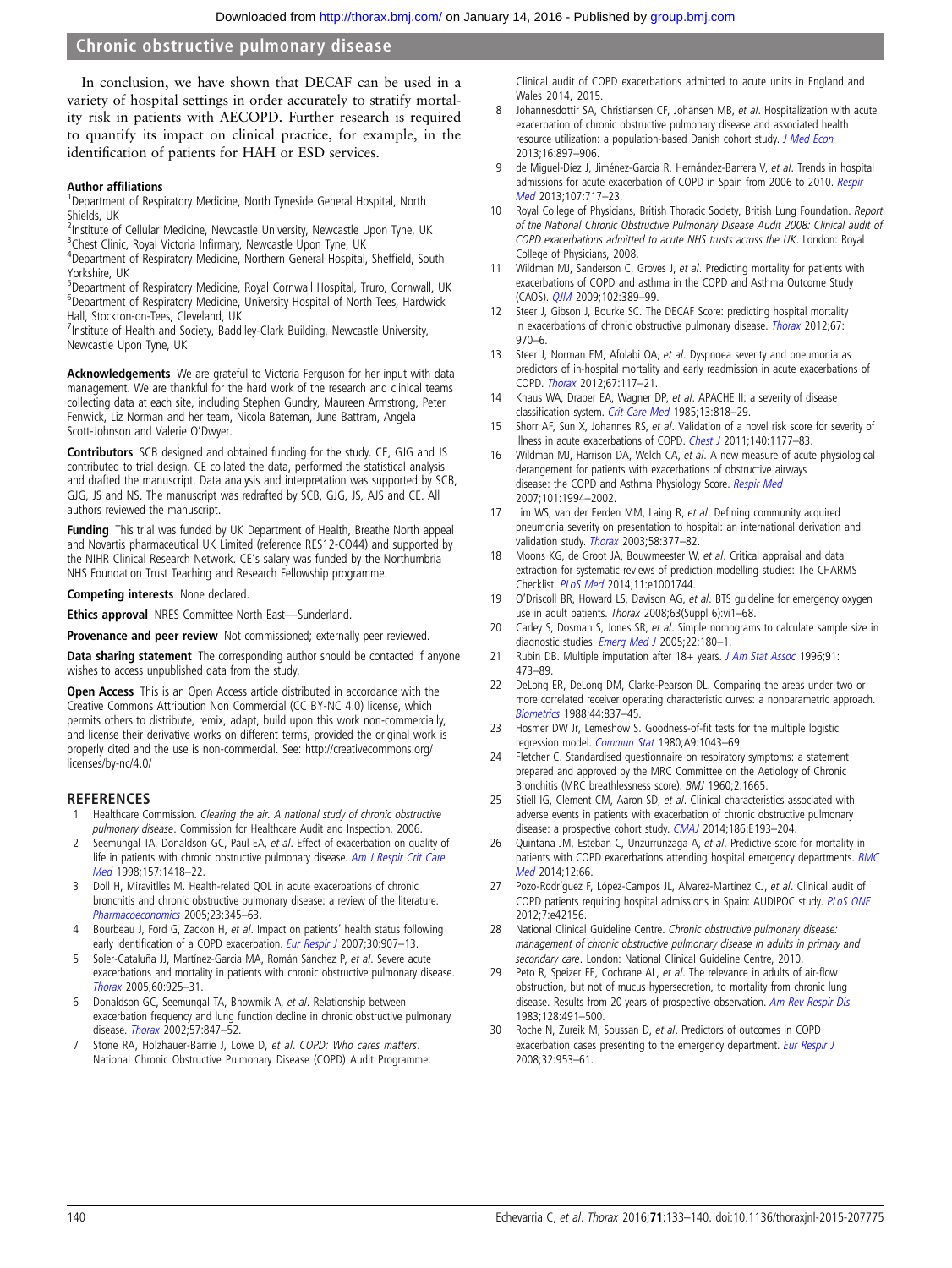In conclusion, we have shown that DECAF can be used in a variety of hospital settings in order accurately to stratify mortality risk in patients with AECOPD. Further research is required to quantify its impact on clinical practice, for example, in the identification of patients for HAH or ESD services.

**Author affiliations**
[1]Department of Respiratory Medicine, North Tyneside General Hospital, North Shields, UK
[2]Institute of Cellular Medicine, Newcastle University, Newcastle Upon Tyne, UK
[3]Chest Clinic, Royal Victoria Infirmary, Newcastle Upon Tyne, UK
[4]Department of Respiratory Medicine, Northern General Hospital, Sheffield, South Yorkshire, UK
[5]Department of Respiratory Medicine, Royal Cornwall Hospital, Truro, Cornwall, UK
[6]Department of Respiratory Medicine, University Hospital of North Tees, Hardwick Hall, Stockton-on-Tees, Cleveland, UK
[7]Institute of Health and Society, Baddiley-Clark Building, Newcastle University, Newcastle Upon Tyne, UK

**Acknowledgements** We are grateful to Victoria Ferguson for her input with data management. We are thankful for the hard work of the research and clinical teams collecting data at each site, including Stephen Gundry, Maureen Armstrong, Peter Fenwick, Liz Norman and her team, Nicola Bateman, June Battram, Angela Scott-Johnson and Valerie O'Dwyer.

**Contributors** SCB designed and obtained funding for the study. CE, GJG and JS contributed to trial design. CE collated the data, performed the statistical analysis and drafted the manuscript. Data analysis and interpretation was supported by SCB, GJG, JS and NS. The manuscript was redrafted by SCB, GJG, JS, AJS and CE. All authors reviewed the manuscript.

**Funding** This trial was funded by UK Department of Health, Breathe North appeal and Novartis pharmaceutical UK Limited (reference RES12-CO44) and supported by the NIHR Clinical Research Network. CE's salary was funded by the Northumbria NHS Foundation Trust Teaching and Research Fellowship programme.

**Competing interests** None declared.

**Ethics approval** NRES Committee North East—Sunderland.

**Provenance and peer review** Not commissioned; externally peer reviewed.

**Data sharing statement** The corresponding author should be contacted if anyone wishes to access unpublished data from the study.

**Open Access** This is an Open Access article distributed in accordance with the Creative Commons Attribution Non Commercial (CC BY-NC 4.0) license, which permits others to distribute, remix, adapt, build upon this work non-commercially, and license their derivative works on different terms, provided the original work is properly cited and the use is non-commercial. See: http://creativecommons.org/licenses/by-nc/4.0/

## REFERENCES

1. Healthcare Commission. *Clearing the air. A national study of chronic obstructive pulmonary disease*. Commission for Healthcare Audit and Inspection, 2006.
2. Seemungal TA, Donaldson GC, Paul EA, *et al*. Effect of exacerbation on quality of life in patients with chronic obstructive pulmonary disease. *Am J Respir Crit Care Med* 1998;157:1418–22.
3. Doll H, Miravitlles M. Health-related QOL in acute exacerbations of chronic bronchitis and chronic obstructive pulmonary disease: a review of the literature. *Pharmacoeconomics* 2005;23:345–63.
4. Bourbeau J, Ford G, Zackon H, *et al*. Impact on patients' health status following early identification of a COPD exacerbation. *Eur Respir J* 2007;30:907–13.
5. Soler-Cataluña JJ, Martínez-Garcia MA, Román Sánchez P, *et al*. Severe acute exacerbations and mortality in patients with chronic obstructive pulmonary disease. *Thorax* 2005;60:925–31.
6. Donaldson GC, Seemungal TA, Bhowmik A, *et al*. Relationship between exacerbation frequency and lung function decline in chronic obstructive pulmonary disease. *Thorax* 2002;57:847–52.
7. Stone RA, Holzhauer-Barrie J, Lowe D, *et al*. *COPD: Who cares matters*. National Chronic Obstructive Pulmonary Disease (COPD) Audit Programme: Clinical audit of COPD exacerbations admitted to acute units in England and Wales 2014, 2015.
8. Johannesdottir SA, Christiansen CF, Johansen MB, *et al*. Hospitalization with acute exacerbation of chronic obstructive pulmonary disease and associated health resource utilization: a population-based Danish cohort study. *J Med Econ* 2013;16:897–906.
9. de Miguel-Díez J, Jiménez-García R, Hernández-Barrera V, *et al*. Trends in hospital admissions for acute exacerbation of COPD in Spain from 2006 to 2010. *Respir Med* 2013;107:717–23.
10. Royal College of Physicians, British Thoracic Society, British Lung Foundation. *Report of the National Chronic Obstructive Pulmonary Disease Audit 2008: Clinical audit of COPD exacerbations admitted to acute NHS trusts across the UK*. London: Royal College of Physicians, 2008.
11. Wildman MJ, Sanderson C, Groves J, *et al*. Predicting mortality for patients with exacerbations of COPD and asthma in the COPD and Asthma Outcome Study (CAOS). *QJM* 2009;102:389–99.
12. Steer J, Gibson J, Bourke SC. The DECAF Score: predicting hospital mortality in exacerbations of chronic obstructive pulmonary disease. *Thorax* 2012;67:970–6.
13. Steer J, Norman EM, Afolabi OA, *et al*. Dyspnoea severity and pneumonia as predictors of in-hospital mortality and early readmission in acute exacerbations of COPD. *Thorax* 2012;67:117–21.
14. Knaus WA, Draper EA, Wagner DP, *et al*. APACHE II: a severity of disease classification system. *Crit Care Med* 1985;13:818–29.
15. Shorr AF, Sun X, Johannes RS, *et al*. Validation of a novel risk score for severity of illness in acute exacerbations of COPD. *Chest J* 2011;140:1177–83.
16. Wildman MJ, Harrison DA, Welch CA, *et al*. A new measure of acute physiological derangement for patients with exacerbations of obstructive airways disease: the COPD and Asthma Physiology Score. *Respir Med* 2007;101:1994–2002.
17. Lim WS, van der Eerden MM, Laing R, *et al*. Defining community acquired pneumonia severity on presentation to hospital: an international derivation and validation study. *Thorax* 2003;58:377–82.
18. Moons KG, de Groot JA, Bouwmeester W, *et al*. Critical appraisal and data extraction for systematic reviews of prediction modelling studies: The CHARMS Checklist. *PLoS Med* 2014;11:e1001744.
19. O'Driscoll BR, Howard LS, Davison AG, *et al*. BTS guideline for emergency oxygen use in adult patients. *Thorax* 2008;63(Suppl 6):vi1–68.
20. Carley S, Dosman S, Jones SR, *et al*. Simple nomograms to calculate sample size in diagnostic studies. *Emerg Med J* 2005;22:180–1.
21. Rubin DB. Multiple imputation after 18+ years. *J Am Stat Assoc* 1996;91:473–89.
22. DeLong ER, DeLong DM, Clarke-Pearson DL. Comparing the areas under two or more correlated receiver operating characteristic curves: a nonparametric approach. *Biometrics* 1988;44:837–45.
23. Hosmer DW Jr, Lemeshow S. Goodness-of-fit tests for the multiple logistic regression model. *Commun Stat* 1980;A9:1043–69.
24. Fletcher C. Standardised questionnaire on respiratory symptoms: a statement prepared and approved by the MRC Committee on the Aetiology of Chronic Bronchitis (MRC breathlessness score). *BMJ* 1960;2:1665.
25. Stiell IG, Clement CM, Aaron SD, *et al*. Clinical characteristics associated with adverse events in patients with exacerbation of chronic obstructive pulmonary disease: a prospective cohort study. *CMAJ* 2014;186:E193–204.
26. Quintana JM, Esteban C, Unzurrunzaga A, *et al*. Predictive score for mortality in patients with COPD exacerbations attending hospital emergency departments. *BMC Med* 2014;12:66.
27. Pozo-Rodríguez F, López-Campos JL, Alvarez-Martínez CJ, *et al*. Clinical audit of COPD patients requiring hospital admissions in Spain: AUDIPOC study. *PLoS ONE* 2012;7:e42156.
28. National Clinical Guideline Centre. *Chronic obstructive pulmonary disease: management of chronic obstructive pulmonary disease in adults in primary and secondary care*. London: National Clinical Guideline Centre, 2010.
29. Peto R, Speizer FE, Cochrane AL, *et al*. The relevance in adults of air-flow obstruction, but not of mucus hypersecretion, to mortality from chronic lung disease. Results from 20 years of prospective observation. *Am Rev Respir Dis* 1983;128:491–500.
30. Roche N, Zureik M, Soussan D, *et al*. Predictors of outcomes in COPD exacerbation cases presenting to the emergency department. *Eur Respir J* 2008;32:953–61.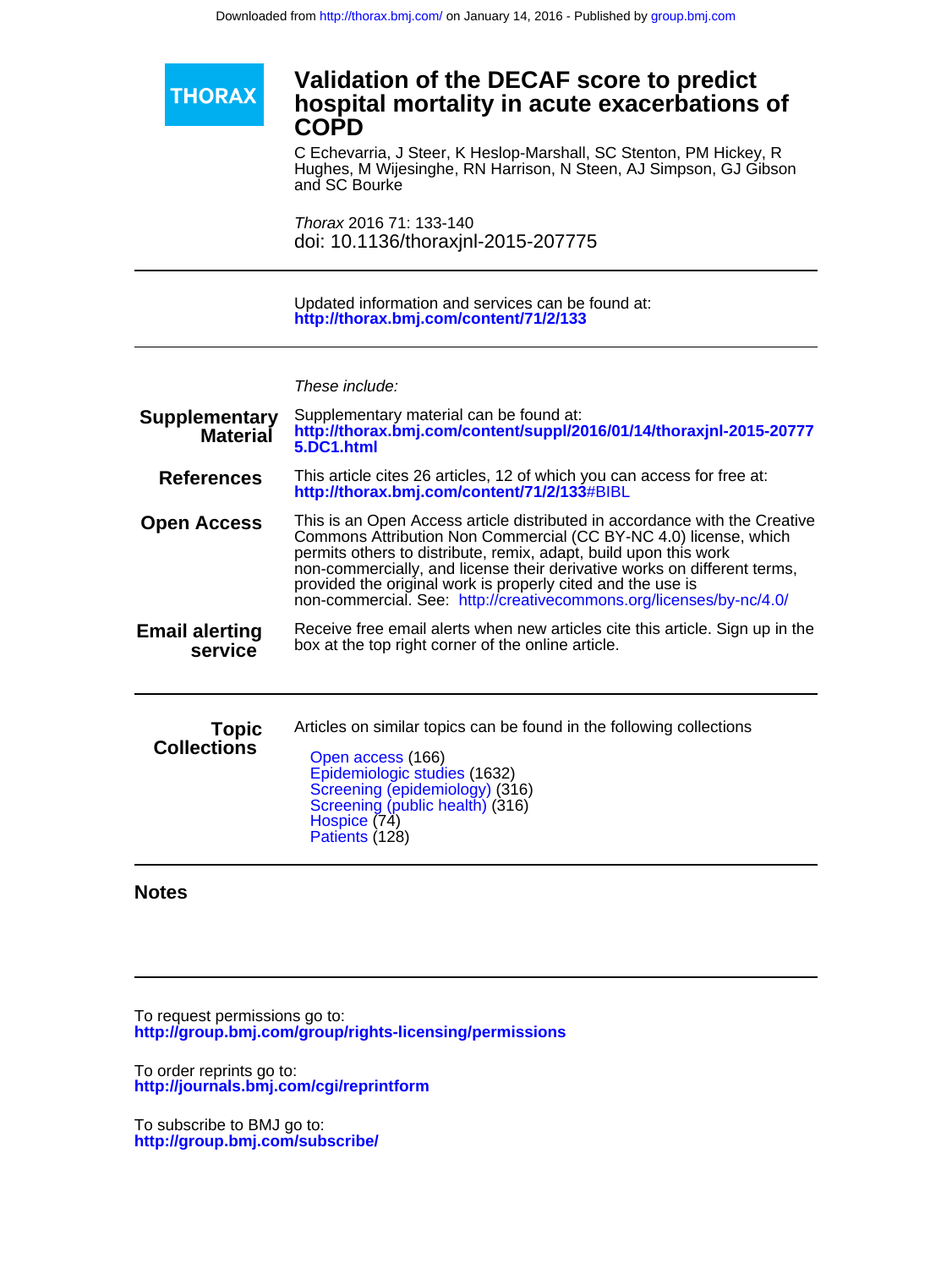# Validation of the DECAF score to predict hospital mortality in acute exacerbations of COPD

C Echevarria, J Steer, K Heslop-Marshall, SC Stenton, PM Hickey, R Hughes, M Wijesinghe, RN Harrison, N Steen, AJ Simpson, GJ Gibson and SC Bourke

*Thorax* 2016 71: 133-140
doi: 10.1136/thoraxjnl-2015-207775

Updated information and services can be found at:
**http://thorax.bmj.com/content/71/2/133**

*These include:*

**Supplementary Material**
Supplementary material can be found at:
**http://thorax.bmj.com/content/suppl/2016/01/14/thoraxjnl-2015-207775.DC1.html**

**References**
This article cites 26 articles, 12 of which you can access for free at:
**http://thorax.bmj.com/content/71/2/133**#BIBL

**Open Access**
This is an Open Access article distributed in accordance with the Creative Commons Attribution Non Commercial (CC BY-NC 4.0) license, which permits others to distribute, remix, adapt, build upon this work non-commercially, and license their derivative works on different terms, provided the original work is properly cited and the use is non-commercial. See: http://creativecommons.org/licenses/by-nc/4.0/

**Email alerting service**
Receive free email alerts when new articles cite this article. Sign up in the box at the top right corner of the online article.

**Topic Collections**
Articles on similar topics can be found in the following collections

- Open access (166)
- Epidemiologic studies (1632)
- Screening (epidemiology) (316)
- Screening (public health) (316)
- Hospice (74)
- Patients (128)

## Notes

To request permissions go to:
**http://group.bmj.com/group/rights-licensing/permissions**

To order reprints go to:
**http://journals.bmj.com/cgi/reprintform**

To subscribe to BMJ go to:
**http://group.bmj.com/subscribe/**